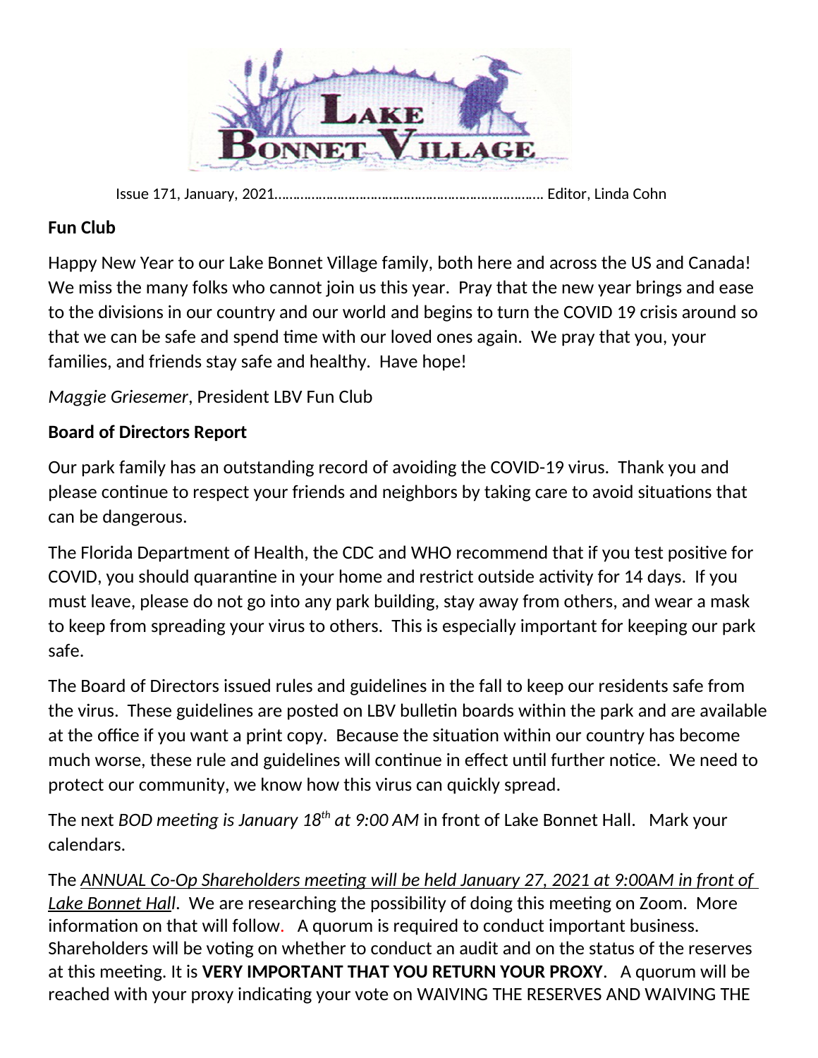# Lake Bonnet Village

Issue 171, January, 2021……………………………………………………………… Editor, Linda Cohn

**Fun Club**

Happy New Year to our Lake Bonnet Village family, both here and across the US and Canada! We miss the many folks who cannot join us this year. Pray that the new year brings and ease to the divisions in our country and our world and begins to turn the COVID 19 crisis around so that we can be safe and spend time with our loved ones again. We pray that you, your families, and friends stay safe and healthy. Have hope!

*Maggie Griesemer*, President LBV Fun Club

**Board of Directors Report**

Our park family has an outstanding record of avoiding the COVID-19 virus. Thank you and please continue to respect your friends and neighbors by taking care to avoid situations that can be dangerous.

The Florida Department of Health, the CDC and WHO recommend that if you test positive for COVID, you should quarantine in your home and restrict outside activity for 14 days. If you must leave, please do not go into any park building, stay away from others, and wear a mask to keep from spreading your virus to others. This is especially important for keeping our park safe.

The Board of Directors issued rules and guidelines in the fall to keep our residents safe from the virus. These guidelines are posted on LBV bulletin boards within the park and are available at the office if you want a print copy. Because the situation within our country has become much worse, these rule and guidelines will continue in effect until further notice. We need to protect our community, we know how this virus can quickly spread.

The next *BOD meeting is January 18th at 9:00 AM* in front of Lake Bonnet Hall. Mark your calendars.

The *ANNUAL Co-Op Shareholders meeting will be held January 27, 2021 at 9:00AM in front of Lake Bonnet Hall*. We are researching the possibility of doing this meeting on Zoom. More information on that will follow. A quorum is required to conduct important business. Shareholders will be voting on whether to conduct an audit and on the status of the reserves at this meeting. It is **VERY IMPORTANT THAT YOU RETURN YOUR PROXY**. A quorum will be reached with your proxy indicating your vote on WAIVING THE RESERVES AND WAIVING THE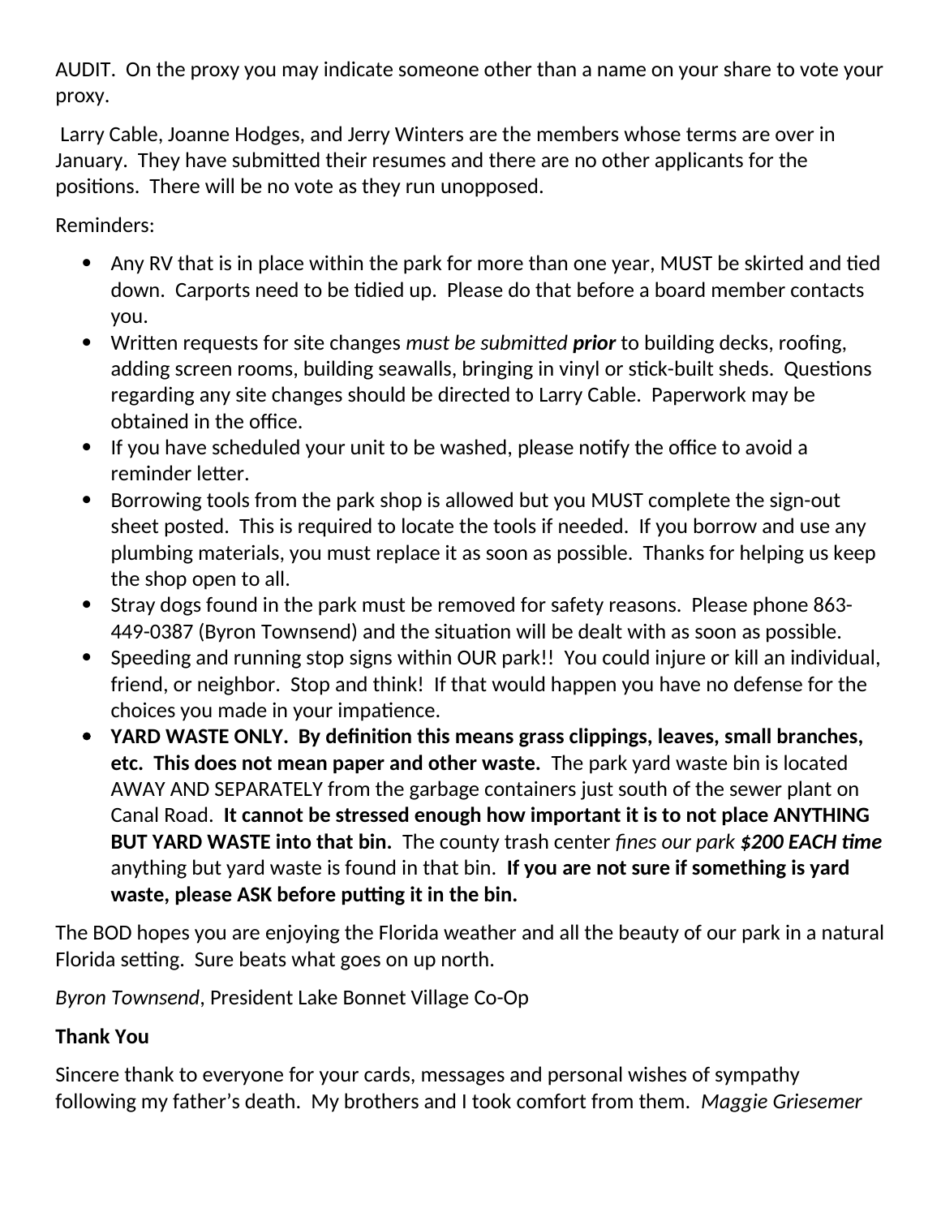AUDIT. On the proxy you may indicate someone other than a name on your share to vote your proxy.

Larry Cable, Joanne Hodges, and Jerry Winters are the members whose terms are over in January. They have submitted their resumes and there are no other applicants for the positions. There will be no vote as they run unopposed.

Reminders:

- Any RV that is in place within the park for more than one year, MUST be skirted and tied down. Carports need to be tidied up. Please do that before a board member contacts you.
- Written requests for site changes *must be submitted* ***prior*** to building decks, roofing, adding screen rooms, building seawalls, bringing in vinyl or stick-built sheds. Questions regarding any site changes should be directed to Larry Cable. Paperwork may be obtained in the office.
- If you have scheduled your unit to be washed, please notify the office to avoid a reminder letter.
- Borrowing tools from the park shop is allowed but you MUST complete the sign-out sheet posted. This is required to locate the tools if needed. If you borrow and use any plumbing materials, you must replace it as soon as possible. Thanks for helping us keep the shop open to all.
- Stray dogs found in the park must be removed for safety reasons. Please phone 863-449-0387 (Byron Townsend) and the situation will be dealt with as soon as possible.
- Speeding and running stop signs within OUR park!! You could injure or kill an individual, friend, or neighbor. Stop and think! If that would happen you have no defense for the choices you made in your impatience.
- **YARD WASTE ONLY. By definition this means grass clippings, leaves, small branches, etc. This does not mean paper and other waste.** The park yard waste bin is located AWAY AND SEPARATELY from the garbage containers just south of the sewer plant on Canal Road. **It cannot be stressed enough how important it is to not place ANYTHING BUT YARD WASTE into that bin.** The county trash center *fines our park **$200 EACH time*** anything but yard waste is found in that bin. **If you are not sure if something is yard waste, please ASK before putting it in the bin.**

The BOD hopes you are enjoying the Florida weather and all the beauty of our park in a natural Florida setting. Sure beats what goes on up north.

*Byron Townsend*, President Lake Bonnet Village Co-Op

**Thank You**

Sincere thank to everyone for your cards, messages and personal wishes of sympathy following my father's death. My brothers and I took comfort from them. *Maggie Griesemer*